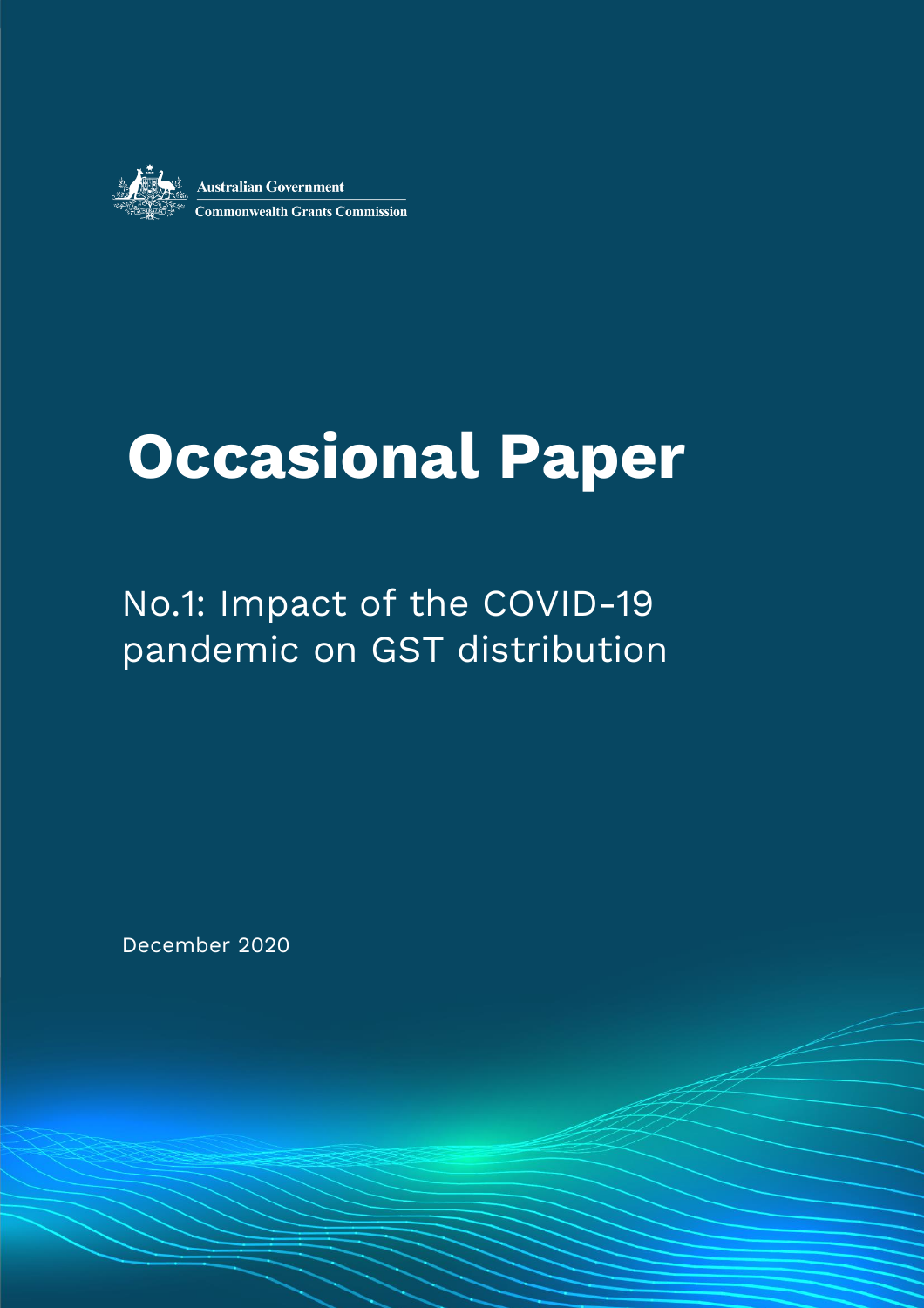Australian Government

Commonwealth Grants Commission

# Occasional Paper

## No.1: Impact of the COVID-19 pandemic on GST distribution

December 2020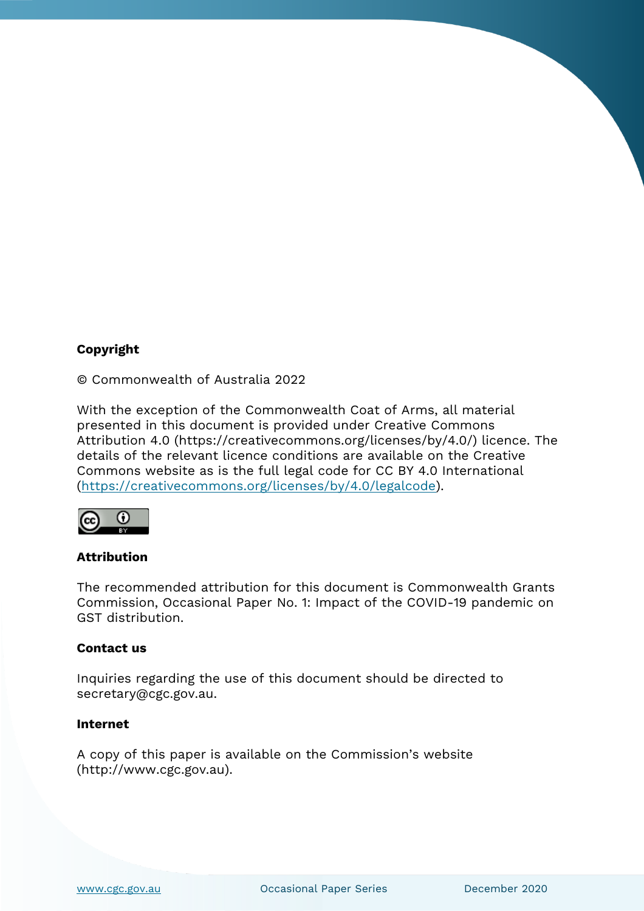**Copyright**

© Commonwealth of Australia 2022

With the exception of the Commonwealth Coat of Arms, all material presented in this document is provided under Creative Commons Attribution 4.0 (https://creativecommons.org/licenses/by/4.0/) licence. The details of the relevant licence conditions are available on the Creative Commons website as is the full legal code for CC BY 4.0 International (https://creativecommons.org/licenses/by/4.0/legalcode).

**Attribution**

The recommended attribution for this document is Commonwealth Grants Commission, Occasional Paper No. 1: Impact of the COVID-19 pandemic on GST distribution.

**Contact us**

Inquiries regarding the use of this document should be directed to secretary@cgc.gov.au.

**Internet**

A copy of this paper is available on the Commission's website (http://www.cgc.gov.au).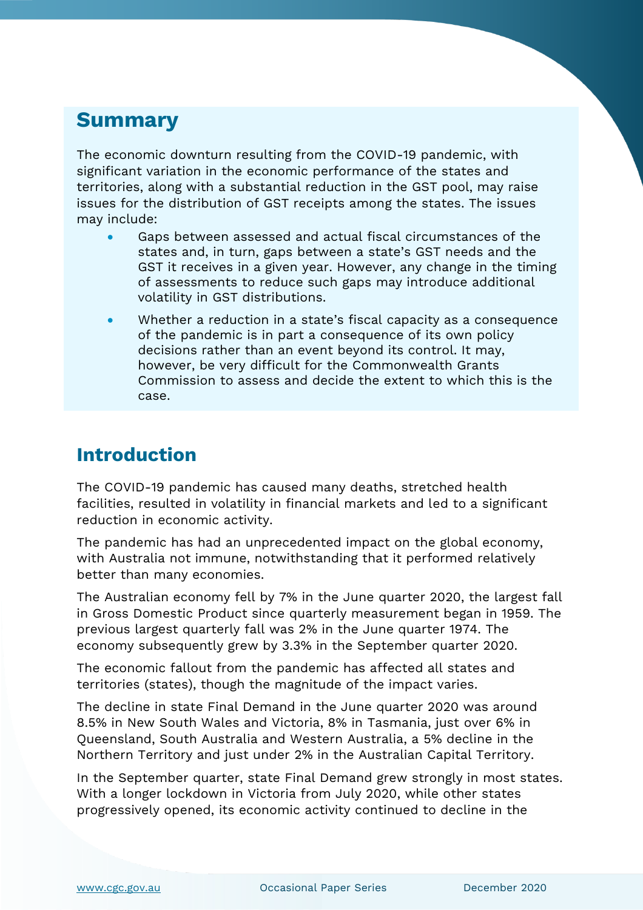## Summary

The economic downturn resulting from the COVID-19 pandemic, with significant variation in the economic performance of the states and territories, along with a substantial reduction in the GST pool, may raise issues for the distribution of GST receipts among the states. The issues may include:

- Gaps between assessed and actual fiscal circumstances of the states and, in turn, gaps between a state's GST needs and the GST it receives in a given year. However, any change in the timing of assessments to reduce such gaps may introduce additional volatility in GST distributions.
- Whether a reduction in a state's fiscal capacity as a consequence of the pandemic is in part a consequence of its own policy decisions rather than an event beyond its control. It may, however, be very difficult for the Commonwealth Grants Commission to assess and decide the extent to which this is the case.

## Introduction

The COVID-19 pandemic has caused many deaths, stretched health facilities, resulted in volatility in financial markets and led to a significant reduction in economic activity.

The pandemic has had an unprecedented impact on the global economy, with Australia not immune, notwithstanding that it performed relatively better than many economies.

The Australian economy fell by 7% in the June quarter 2020, the largest fall in Gross Domestic Product since quarterly measurement began in 1959. The previous largest quarterly fall was 2% in the June quarter 1974. The economy subsequently grew by 3.3% in the September quarter 2020.

The economic fallout from the pandemic has affected all states and territories (states), though the magnitude of the impact varies.

The decline in state Final Demand in the June quarter 2020 was around 8.5% in New South Wales and Victoria, 8% in Tasmania, just over 6% in Queensland, South Australia and Western Australia, a 5% decline in the Northern Territory and just under 2% in the Australian Capital Territory.

In the September quarter, state Final Demand grew strongly in most states. With a longer lockdown in Victoria from July 2020, while other states progressively opened, its economic activity continued to decline in the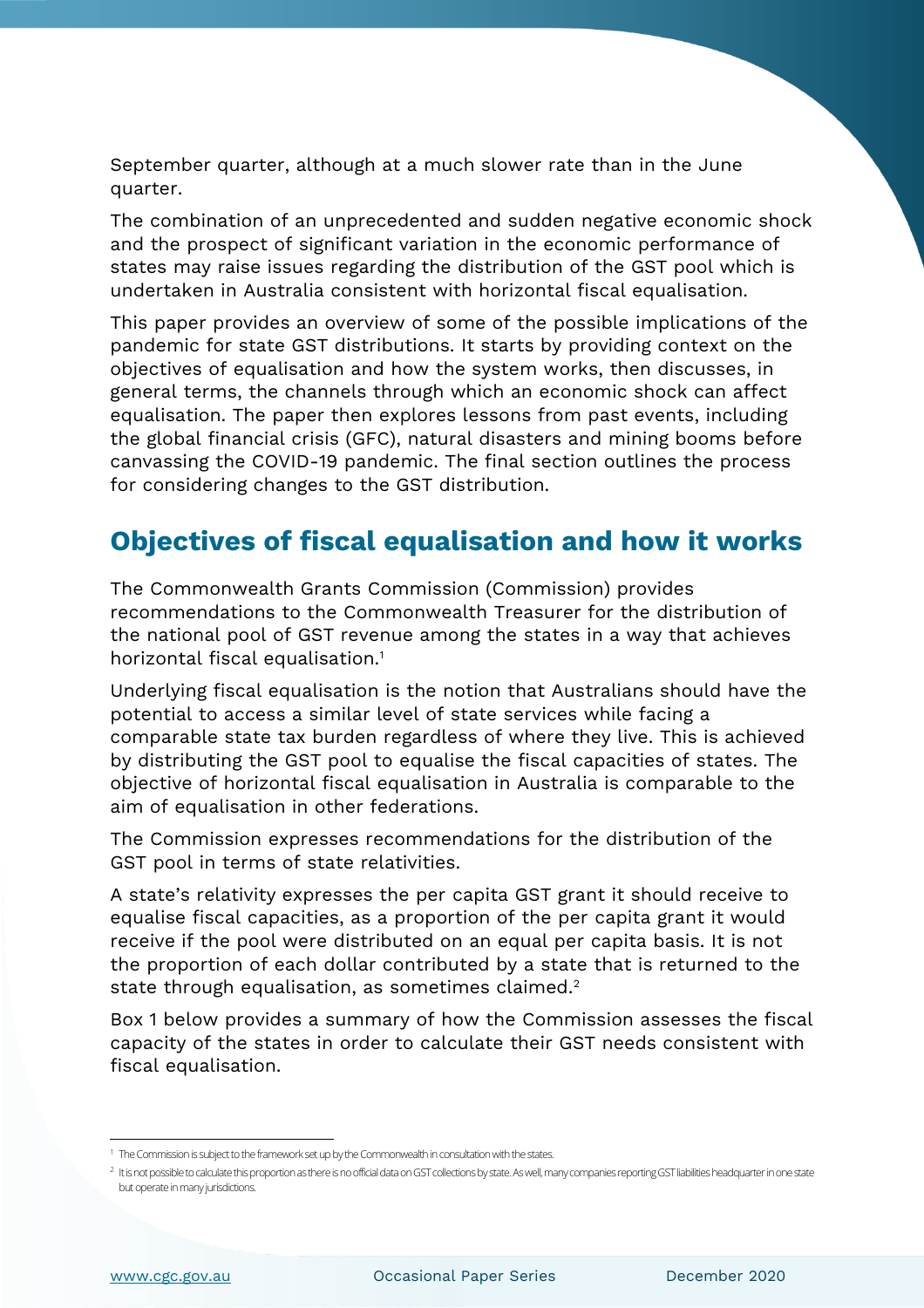September quarter, although at a much slower rate than in the June quarter.

The combination of an unprecedented and sudden negative economic shock and the prospect of significant variation in the economic performance of states may raise issues regarding the distribution of the GST pool which is undertaken in Australia consistent with horizontal fiscal equalisation.

This paper provides an overview of some of the possible implications of the pandemic for state GST distributions. It starts by providing context on the objectives of equalisation and how the system works, then discusses, in general terms, the channels through which an economic shock can affect equalisation. The paper then explores lessons from past events, including the global financial crisis (GFC), natural disasters and mining booms before canvassing the COVID-19 pandemic. The final section outlines the process for considering changes to the GST distribution.

## Objectives of fiscal equalisation and how it works

The Commonwealth Grants Commission (Commission) provides recommendations to the Commonwealth Treasurer for the distribution of the national pool of GST revenue among the states in a way that achieves horizontal fiscal equalisation.[1]

Underlying fiscal equalisation is the notion that Australians should have the potential to access a similar level of state services while facing a comparable state tax burden regardless of where they live. This is achieved by distributing the GST pool to equalise the fiscal capacities of states. The objective of horizontal fiscal equalisation in Australia is comparable to the aim of equalisation in other federations.

The Commission expresses recommendations for the distribution of the GST pool in terms of state relativities.

A state's relativity expresses the per capita GST grant it should receive to equalise fiscal capacities, as a proportion of the per capita grant it would receive if the pool were distributed on an equal per capita basis. It is not the proportion of each dollar contributed by a state that is returned to the state through equalisation, as sometimes claimed.[2]

Box 1 below provides a summary of how the Commission assesses the fiscal capacity of the states in order to calculate their GST needs consistent with fiscal equalisation.

[1] The Commission is subject to the framework set up by the Commonwealth in consultation with the states.

[2] It is not possible to calculate this proportion as there is no official data on GST collections by state. As well, many companies reporting GST liabilities headquarter in one state but operate in many jurisdictions.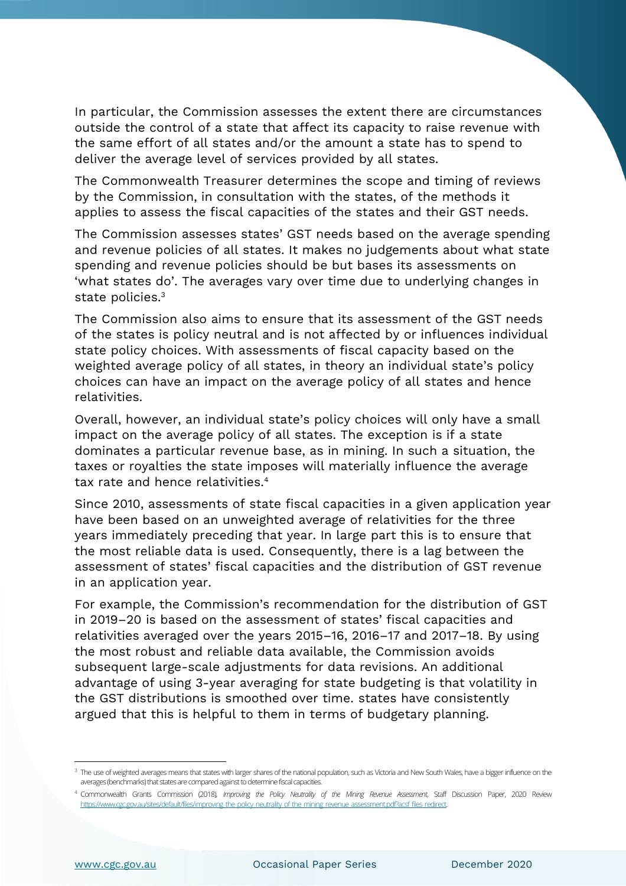In particular, the Commission assesses the extent there are circumstances outside the control of a state that affect its capacity to raise revenue with the same effort of all states and/or the amount a state has to spend to deliver the average level of services provided by all states.

The Commonwealth Treasurer determines the scope and timing of reviews by the Commission, in consultation with the states, of the methods it applies to assess the fiscal capacities of the states and their GST needs.

The Commission assesses states' GST needs based on the average spending and revenue policies of all states. It makes no judgements about what state spending and revenue policies should be but bases its assessments on 'what states do'. The averages vary over time due to underlying changes in state policies.[3]

The Commission also aims to ensure that its assessment of the GST needs of the states is policy neutral and is not affected by or influences individual state policy choices. With assessments of fiscal capacity based on the weighted average policy of all states, in theory an individual state's policy choices can have an impact on the average policy of all states and hence relativities.

Overall, however, an individual state's policy choices will only have a small impact on the average policy of all states. The exception is if a state dominates a particular revenue base, as in mining. In such a situation, the taxes or royalties the state imposes will materially influence the average tax rate and hence relativities.[4]

Since 2010, assessments of state fiscal capacities in a given application year have been based on an unweighted average of relativities for the three years immediately preceding that year. In large part this is to ensure that the most reliable data is used. Consequently, there is a lag between the assessment of states' fiscal capacities and the distribution of GST revenue in an application year.

For example, the Commission's recommendation for the distribution of GST in 2019–20 is based on the assessment of states' fiscal capacities and relativities averaged over the years 2015–16, 2016–17 and 2017–18. By using the most robust and reliable data available, the Commission avoids subsequent large-scale adjustments for data revisions. An additional advantage of using 3-year averaging for state budgeting is that volatility in the GST distributions is smoothed over time. states have consistently argued that this is helpful to them in terms of budgetary planning.

---

[3] The use of weighted averages means that states with larger shares of the national population, such as Victoria and New South Wales, have a bigger influence on the averages (benchmarks) that states are compared against to determine fiscal capacities.

[4] Commonwealth Grants Commission (2018), *Improving the Policy Neutrality of the Mining Revenue Assessment*, Staff Discussion Paper, 2020 Review https://www.cgc.gov.au/sites/default/files/improving_the_policy_neutrality_of_the_mining_revenue_assessment.pdf?acsf_files_redirect.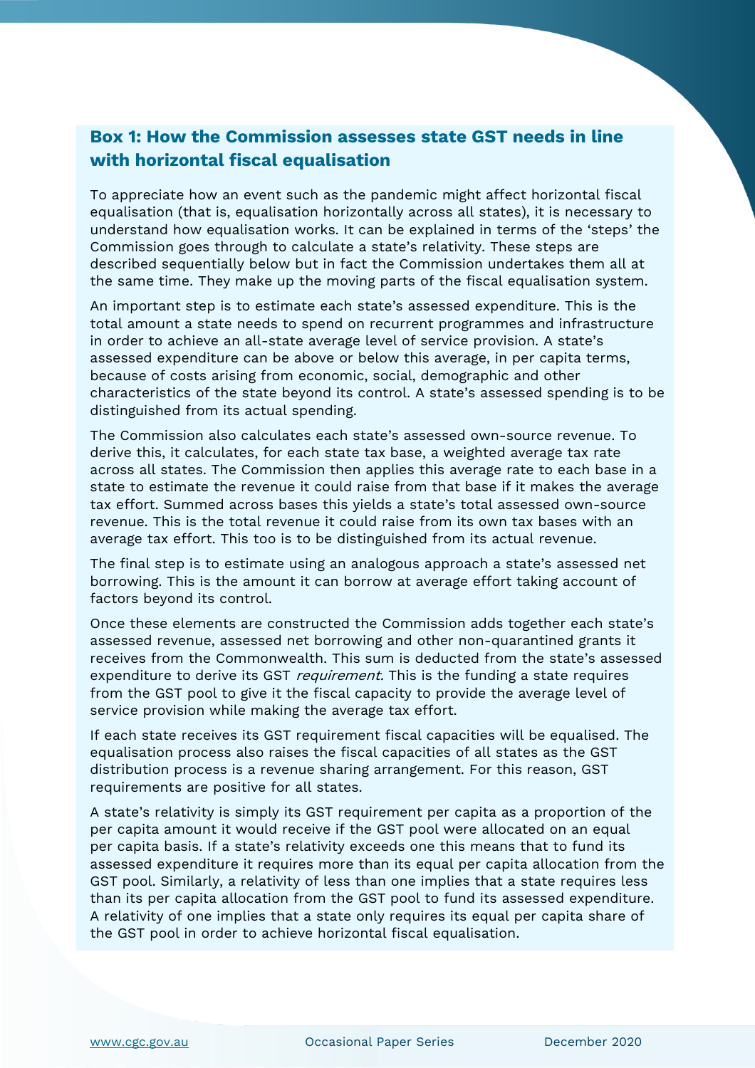### Box 1: How the Commission assesses state GST needs in line with horizontal fiscal equalisation

To appreciate how an event such as the pandemic might affect horizontal fiscal equalisation (that is, equalisation horizontally across all states), it is necessary to understand how equalisation works. It can be explained in terms of the 'steps' the Commission goes through to calculate a state's relativity. These steps are described sequentially below but in fact the Commission undertakes them all at the same time. They make up the moving parts of the fiscal equalisation system.

An important step is to estimate each state's assessed expenditure. This is the total amount a state needs to spend on recurrent programmes and infrastructure in order to achieve an all-state average level of service provision. A state's assessed expenditure can be above or below this average, in per capita terms, because of costs arising from economic, social, demographic and other characteristics of the state beyond its control. A state's assessed spending is to be distinguished from its actual spending.

The Commission also calculates each state's assessed own-source revenue. To derive this, it calculates, for each state tax base, a weighted average tax rate across all states. The Commission then applies this average rate to each base in a state to estimate the revenue it could raise from that base if it makes the average tax effort. Summed across bases this yields a state's total assessed own-source revenue. This is the total revenue it could raise from its own tax bases with an average tax effort. This too is to be distinguished from its actual revenue.

The final step is to estimate using an analogous approach a state's assessed net borrowing. This is the amount it can borrow at average effort taking account of factors beyond its control.

Once these elements are constructed the Commission adds together each state's assessed revenue, assessed net borrowing and other non-quarantined grants it receives from the Commonwealth. This sum is deducted from the state's assessed expenditure to derive its GST *requirement.* This is the funding a state requires from the GST pool to give it the fiscal capacity to provide the average level of service provision while making the average tax effort.

If each state receives its GST requirement fiscal capacities will be equalised. The equalisation process also raises the fiscal capacities of all states as the GST distribution process is a revenue sharing arrangement. For this reason, GST requirements are positive for all states.

A state's relativity is simply its GST requirement per capita as a proportion of the per capita amount it would receive if the GST pool were allocated on an equal per capita basis. If a state's relativity exceeds one this means that to fund its assessed expenditure it requires more than its equal per capita allocation from the GST pool. Similarly, a relativity of less than one implies that a state requires less than its per capita allocation from the GST pool to fund its assessed expenditure. A relativity of one implies that a state only requires its equal per capita share of the GST pool in order to achieve horizontal fiscal equalisation.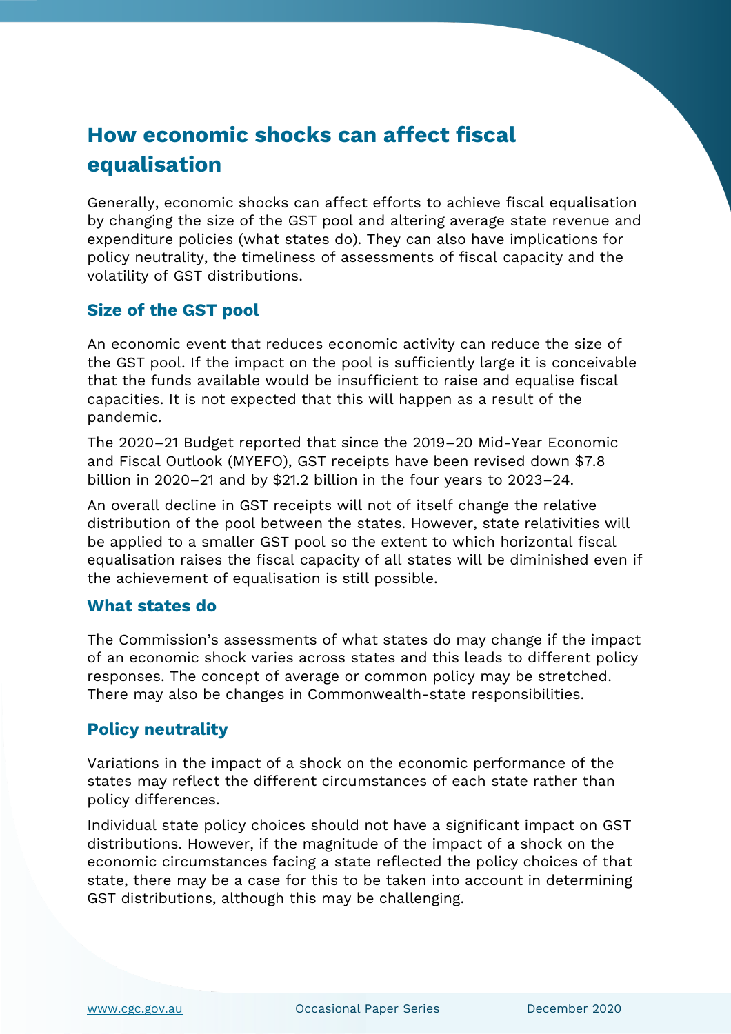# How economic shocks can affect fiscal equalisation

Generally, economic shocks can affect efforts to achieve fiscal equalisation by changing the size of the GST pool and altering average state revenue and expenditure policies (what states do). They can also have implications for policy neutrality, the timeliness of assessments of fiscal capacity and the volatility of GST distributions.

## Size of the GST pool

An economic event that reduces economic activity can reduce the size of the GST pool. If the impact on the pool is sufficiently large it is conceivable that the funds available would be insufficient to raise and equalise fiscal capacities. It is not expected that this will happen as a result of the pandemic.

The 2020–21 Budget reported that since the 2019–20 Mid-Year Economic and Fiscal Outlook (MYEFO), GST receipts have been revised down $7.8 billion in 2020–21 and by $21.2 billion in the four years to 2023–24.

An overall decline in GST receipts will not of itself change the relative distribution of the pool between the states. However, state relativities will be applied to a smaller GST pool so the extent to which horizontal fiscal equalisation raises the fiscal capacity of all states will be diminished even if the achievement of equalisation is still possible.

## What states do

The Commission's assessments of what states do may change if the impact of an economic shock varies across states and this leads to different policy responses. The concept of average or common policy may be stretched. There may also be changes in Commonwealth-state responsibilities.

## Policy neutrality

Variations in the impact of a shock on the economic performance of the states may reflect the different circumstances of each state rather than policy differences.

Individual state policy choices should not have a significant impact on GST distributions. However, if the magnitude of the impact of a shock on the economic circumstances facing a state reflected the policy choices of that state, there may be a case for this to be taken into account in determining GST distributions, although this may be challenging.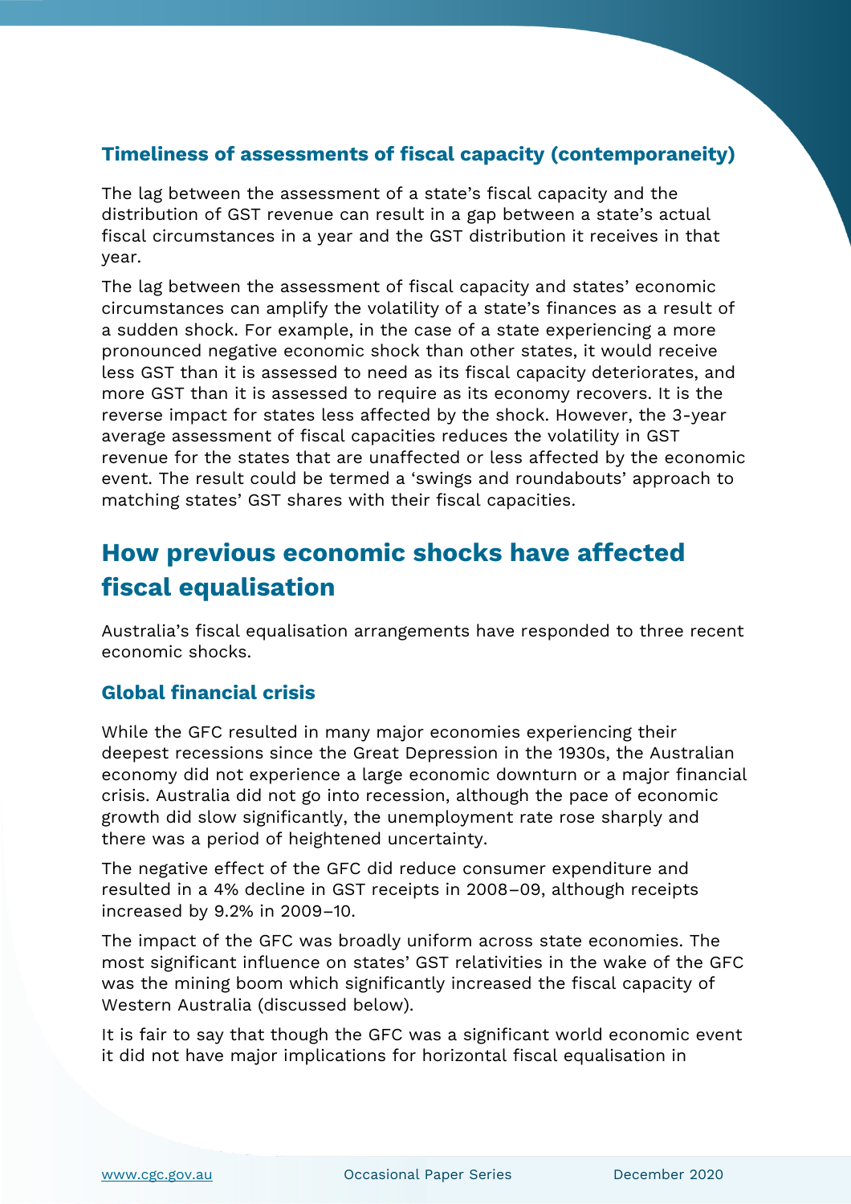### Timeliness of assessments of fiscal capacity (contemporaneity)

The lag between the assessment of a state's fiscal capacity and the distribution of GST revenue can result in a gap between a state's actual fiscal circumstances in a year and the GST distribution it receives in that year.

The lag between the assessment of fiscal capacity and states' economic circumstances can amplify the volatility of a state's finances as a result of a sudden shock. For example, in the case of a state experiencing a more pronounced negative economic shock than other states, it would receive less GST than it is assessed to need as its fiscal capacity deteriorates, and more GST than it is assessed to require as its economy recovers. It is the reverse impact for states less affected by the shock. However, the 3-year average assessment of fiscal capacities reduces the volatility in GST revenue for the states that are unaffected or less affected by the economic event. The result could be termed a 'swings and roundabouts' approach to matching states' GST shares with their fiscal capacities.

## How previous economic shocks have affected fiscal equalisation

Australia's fiscal equalisation arrangements have responded to three recent economic shocks.

### Global financial crisis

While the GFC resulted in many major economies experiencing their deepest recessions since the Great Depression in the 1930s, the Australian economy did not experience a large economic downturn or a major financial crisis. Australia did not go into recession, although the pace of economic growth did slow significantly, the unemployment rate rose sharply and there was a period of heightened uncertainty.

The negative effect of the GFC did reduce consumer expenditure and resulted in a 4% decline in GST receipts in 2008–09, although receipts increased by 9.2% in 2009–10.

The impact of the GFC was broadly uniform across state economies. The most significant influence on states' GST relativities in the wake of the GFC was the mining boom which significantly increased the fiscal capacity of Western Australia (discussed below).

It is fair to say that though the GFC was a significant world economic event it did not have major implications for horizontal fiscal equalisation in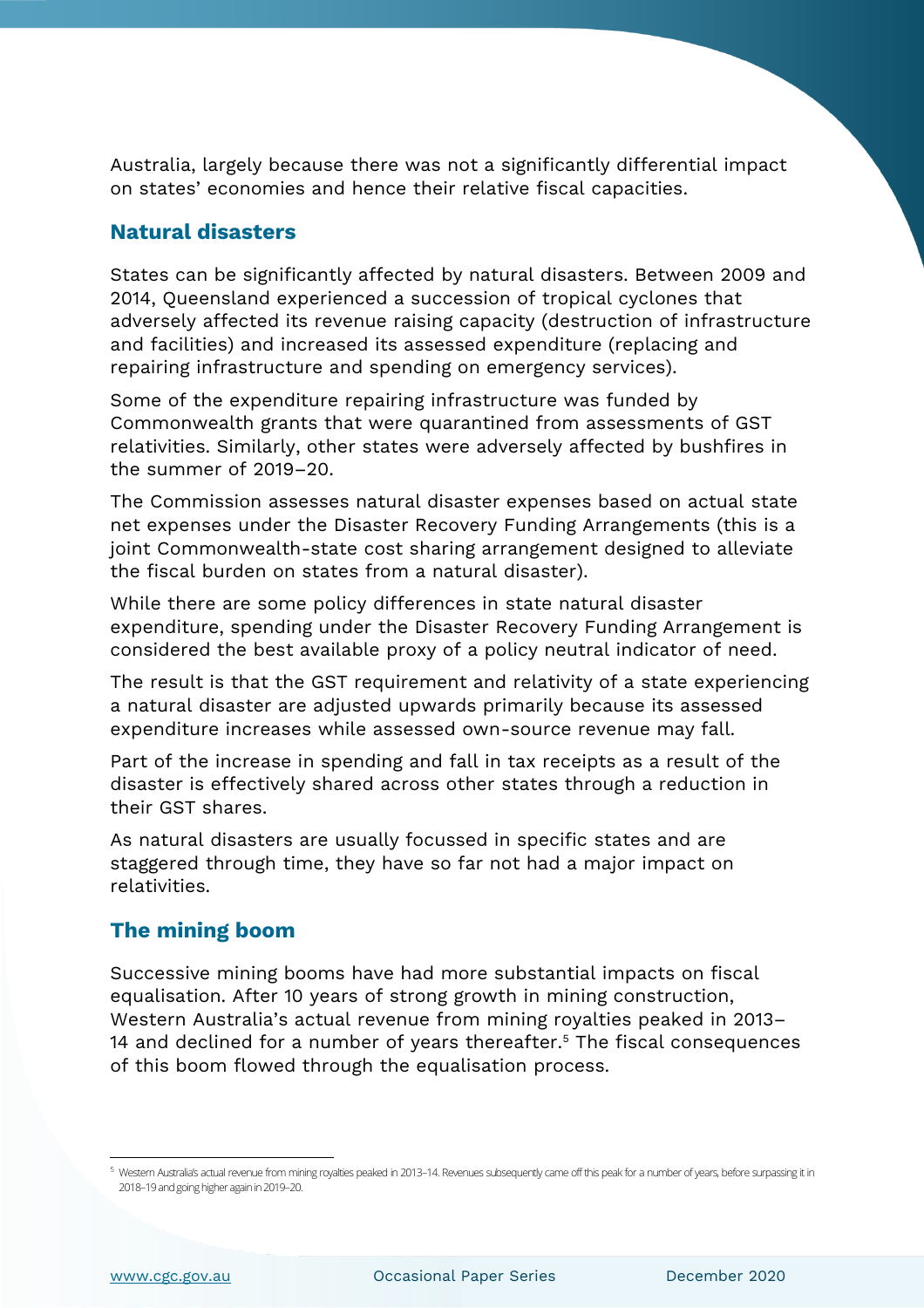Australia, largely because there was not a significantly differential impact on states' economies and hence their relative fiscal capacities.

## Natural disasters

States can be significantly affected by natural disasters. Between 2009 and 2014, Queensland experienced a succession of tropical cyclones that adversely affected its revenue raising capacity (destruction of infrastructure and facilities) and increased its assessed expenditure (replacing and repairing infrastructure and spending on emergency services).

Some of the expenditure repairing infrastructure was funded by Commonwealth grants that were quarantined from assessments of GST relativities. Similarly, other states were adversely affected by bushfires in the summer of 2019–20.

The Commission assesses natural disaster expenses based on actual state net expenses under the Disaster Recovery Funding Arrangements (this is a joint Commonwealth-state cost sharing arrangement designed to alleviate the fiscal burden on states from a natural disaster).

While there are some policy differences in state natural disaster expenditure, spending under the Disaster Recovery Funding Arrangement is considered the best available proxy of a policy neutral indicator of need.

The result is that the GST requirement and relativity of a state experiencing a natural disaster are adjusted upwards primarily because its assessed expenditure increases while assessed own-source revenue may fall.

Part of the increase in spending and fall in tax receipts as a result of the disaster is effectively shared across other states through a reduction in their GST shares.

As natural disasters are usually focussed in specific states and are staggered through time, they have so far not had a major impact on relativities.

## The mining boom

Successive mining booms have had more substantial impacts on fiscal equalisation. After 10 years of strong growth in mining construction, Western Australia's actual revenue from mining royalties peaked in 2013–14 and declined for a number of years thereafter.[5] The fiscal consequences of this boom flowed through the equalisation process.

[5] Western Australia's actual revenue from mining royalties peaked in 2013–14. Revenues subsequently came off this peak for a number of years, before surpassing it in 2018–19 and going higher again in 2019–20.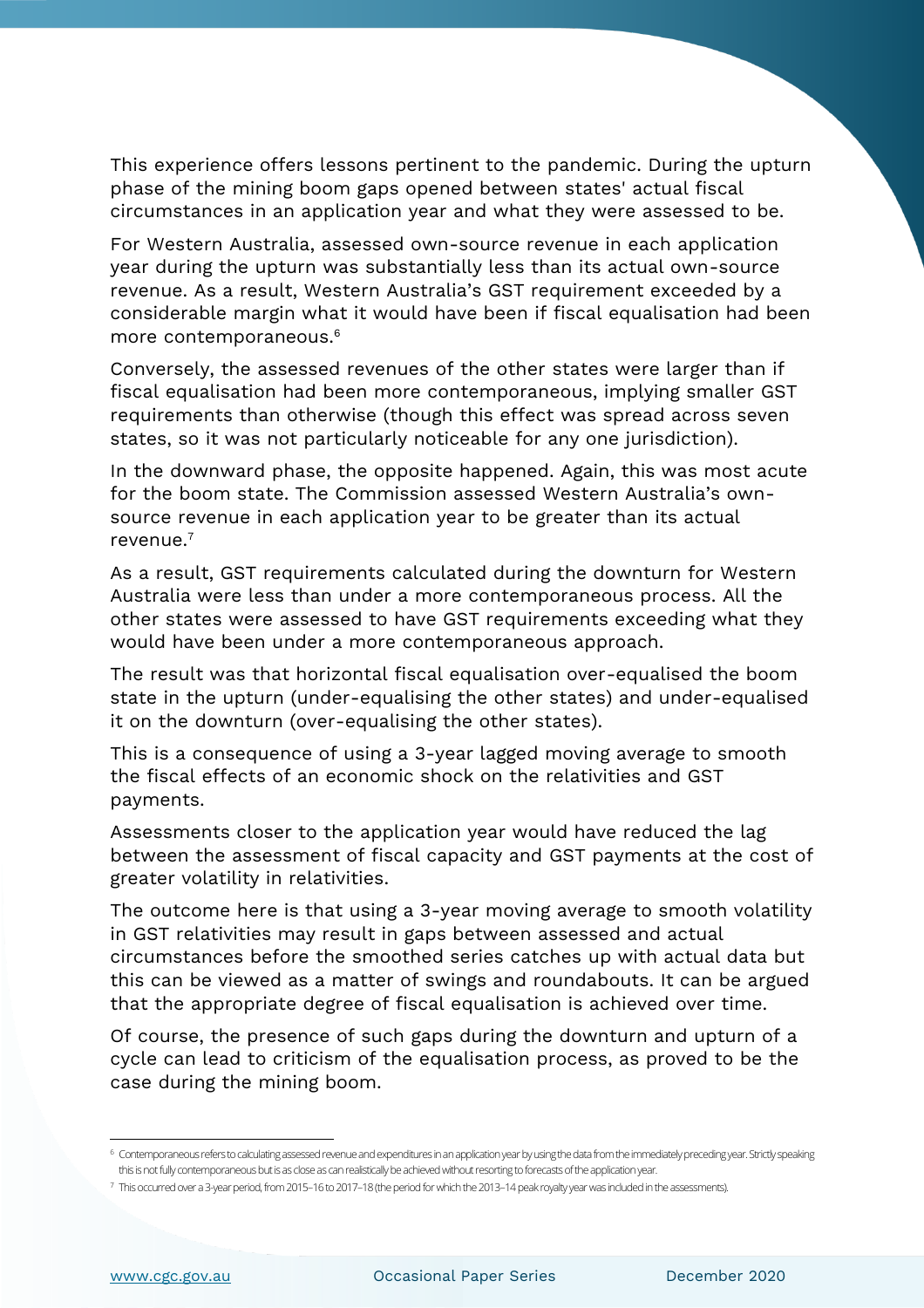This experience offers lessons pertinent to the pandemic. During the upturn phase of the mining boom gaps opened between states' actual fiscal circumstances in an application year and what they were assessed to be.

For Western Australia, assessed own-source revenue in each application year during the upturn was substantially less than its actual own-source revenue. As a result, Western Australia's GST requirement exceeded by a considerable margin what it would have been if fiscal equalisation had been more contemporaneous.[6]

Conversely, the assessed revenues of the other states were larger than if fiscal equalisation had been more contemporaneous, implying smaller GST requirements than otherwise (though this effect was spread across seven states, so it was not particularly noticeable for any one jurisdiction).

In the downward phase, the opposite happened. Again, this was most acute for the boom state. The Commission assessed Western Australia's own-source revenue in each application year to be greater than its actual revenue.[7]

As a result, GST requirements calculated during the downturn for Western Australia were less than under a more contemporaneous process. All the other states were assessed to have GST requirements exceeding what they would have been under a more contemporaneous approach.

The result was that horizontal fiscal equalisation over-equalised the boom state in the upturn (under-equalising the other states) and under-equalised it on the downturn (over-equalising the other states).

This is a consequence of using a 3-year lagged moving average to smooth the fiscal effects of an economic shock on the relativities and GST payments.

Assessments closer to the application year would have reduced the lag between the assessment of fiscal capacity and GST payments at the cost of greater volatility in relativities.

The outcome here is that using a 3-year moving average to smooth volatility in GST relativities may result in gaps between assessed and actual circumstances before the smoothed series catches up with actual data but this can be viewed as a matter of swings and roundabouts. It can be argued that the appropriate degree of fiscal equalisation is achieved over time.

Of course, the presence of such gaps during the downturn and upturn of a cycle can lead to criticism of the equalisation process, as proved to be the case during the mining boom.

---

[6] Contemporaneous refers to calculating assessed revenue and expenditures in an application year by using the data from the immediately preceding year. Strictly speaking this is not fully contemporaneous but is as close as can realistically be achieved without resorting to forecasts of the application year.

[7] This occurred over a 3-year period, from 2015–16 to 2017–18 (the period for which the 2013–14 peak royalty year was included in the assessments).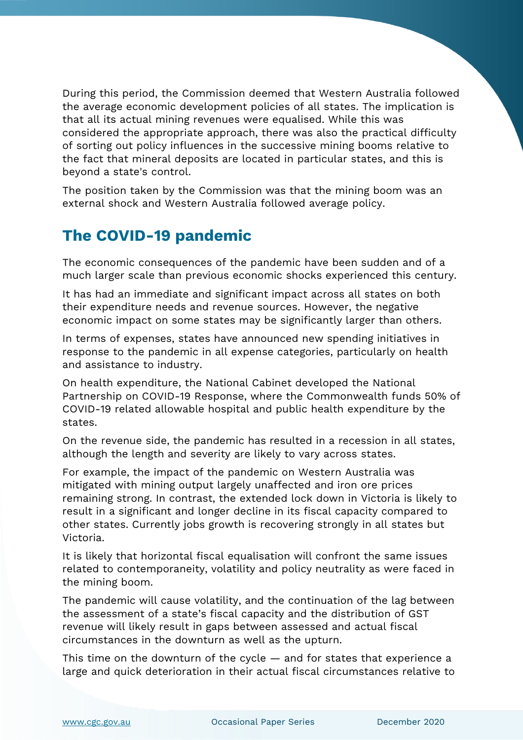During this period, the Commission deemed that Western Australia followed the average economic development policies of all states. The implication is that all its actual mining revenues were equalised. While this was considered the appropriate approach, there was also the practical difficulty of sorting out policy influences in the successive mining booms relative to the fact that mineral deposits are located in particular states, and this is beyond a state's control.

The position taken by the Commission was that the mining boom was an external shock and Western Australia followed average policy.

## The COVID-19 pandemic

The economic consequences of the pandemic have been sudden and of a much larger scale than previous economic shocks experienced this century.

It has had an immediate and significant impact across all states on both their expenditure needs and revenue sources. However, the negative economic impact on some states may be significantly larger than others.

In terms of expenses, states have announced new spending initiatives in response to the pandemic in all expense categories, particularly on health and assistance to industry.

On health expenditure, the National Cabinet developed the National Partnership on COVID-19 Response, where the Commonwealth funds 50% of COVID-19 related allowable hospital and public health expenditure by the states.

On the revenue side, the pandemic has resulted in a recession in all states, although the length and severity are likely to vary across states.

For example, the impact of the pandemic on Western Australia was mitigated with mining output largely unaffected and iron ore prices remaining strong. In contrast, the extended lock down in Victoria is likely to result in a significant and longer decline in its fiscal capacity compared to other states. Currently jobs growth is recovering strongly in all states but Victoria.

It is likely that horizontal fiscal equalisation will confront the same issues related to contemporaneity, volatility and policy neutrality as were faced in the mining boom.

The pandemic will cause volatility, and the continuation of the lag between the assessment of a state's fiscal capacity and the distribution of GST revenue will likely result in gaps between assessed and actual fiscal circumstances in the downturn as well as the upturn.

This time on the downturn of the cycle — and for states that experience a large and quick deterioration in their actual fiscal circumstances relative to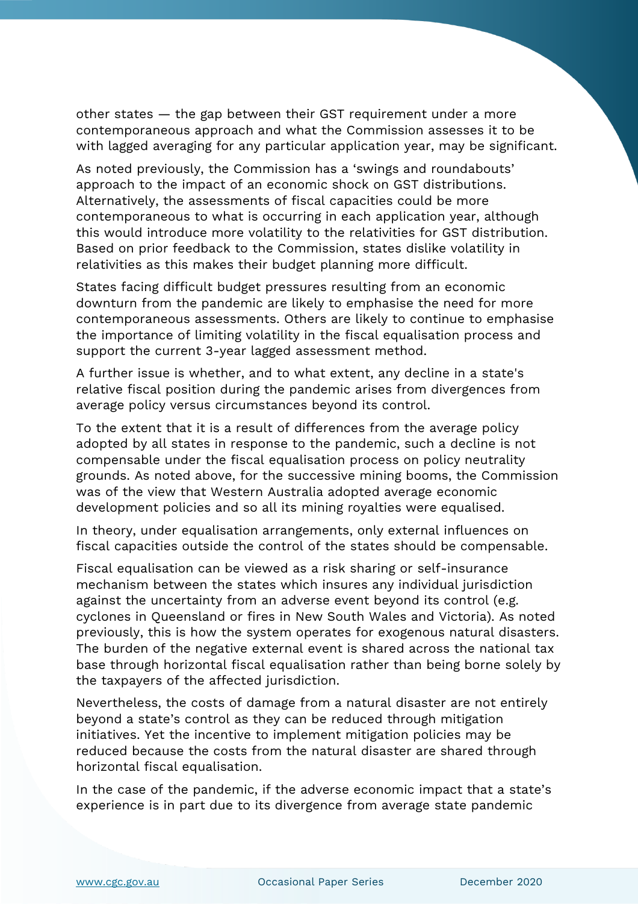other states — the gap between their GST requirement under a more contemporaneous approach and what the Commission assesses it to be with lagged averaging for any particular application year, may be significant.

As noted previously, the Commission has a 'swings and roundabouts' approach to the impact of an economic shock on GST distributions. Alternatively, the assessments of fiscal capacities could be more contemporaneous to what is occurring in each application year, although this would introduce more volatility to the relativities for GST distribution. Based on prior feedback to the Commission, states dislike volatility in relativities as this makes their budget planning more difficult.

States facing difficult budget pressures resulting from an economic downturn from the pandemic are likely to emphasise the need for more contemporaneous assessments. Others are likely to continue to emphasise the importance of limiting volatility in the fiscal equalisation process and support the current 3-year lagged assessment method.

A further issue is whether, and to what extent, any decline in a state's relative fiscal position during the pandemic arises from divergences from average policy versus circumstances beyond its control.

To the extent that it is a result of differences from the average policy adopted by all states in response to the pandemic, such a decline is not compensable under the fiscal equalisation process on policy neutrality grounds. As noted above, for the successive mining booms, the Commission was of the view that Western Australia adopted average economic development policies and so all its mining royalties were equalised.

In theory, under equalisation arrangements, only external influences on fiscal capacities outside the control of the states should be compensable.

Fiscal equalisation can be viewed as a risk sharing or self-insurance mechanism between the states which insures any individual jurisdiction against the uncertainty from an adverse event beyond its control (e.g. cyclones in Queensland or fires in New South Wales and Victoria). As noted previously, this is how the system operates for exogenous natural disasters. The burden of the negative external event is shared across the national tax base through horizontal fiscal equalisation rather than being borne solely by the taxpayers of the affected jurisdiction.

Nevertheless, the costs of damage from a natural disaster are not entirely beyond a state's control as they can be reduced through mitigation initiatives. Yet the incentive to implement mitigation policies may be reduced because the costs from the natural disaster are shared through horizontal fiscal equalisation.

In the case of the pandemic, if the adverse economic impact that a state's experience is in part due to its divergence from average state pandemic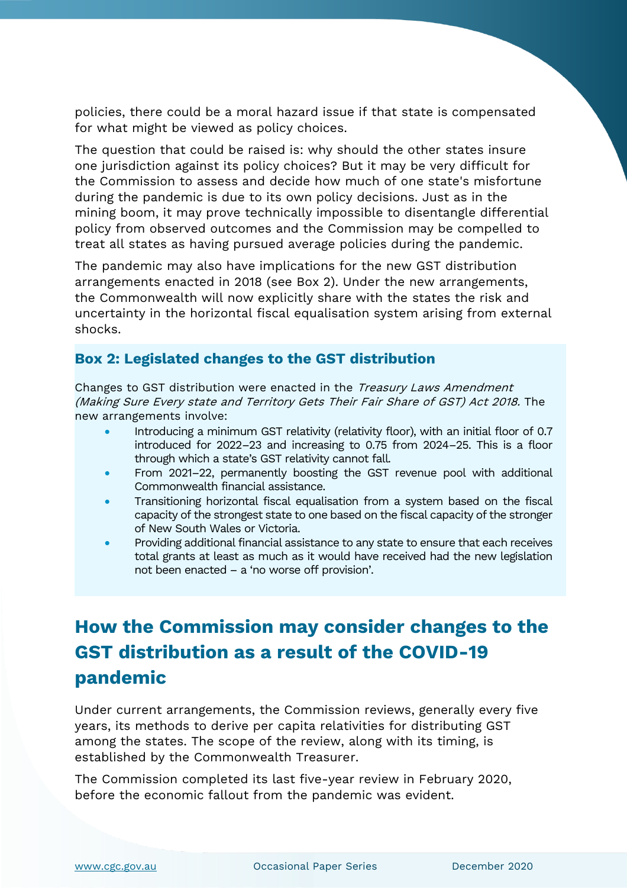policies, there could be a moral hazard issue if that state is compensated for what might be viewed as policy choices.

The question that could be raised is: why should the other states insure one jurisdiction against its policy choices? But it may be very difficult for the Commission to assess and decide how much of one state's misfortune during the pandemic is due to its own policy decisions. Just as in the mining boom, it may prove technically impossible to disentangle differential policy from observed outcomes and the Commission may be compelled to treat all states as having pursued average policies during the pandemic.

The pandemic may also have implications for the new GST distribution arrangements enacted in 2018 (see Box 2). Under the new arrangements, the Commonwealth will now explicitly share with the states the risk and uncertainty in the horizontal fiscal equalisation system arising from external shocks.

### Box 2: Legislated changes to the GST distribution

Changes to GST distribution were enacted in the *Treasury Laws Amendment (Making Sure Every state and Territory Gets Their Fair Share of GST) Act 2018.* The new arrangements involve:

- Introducing a minimum GST relativity (relativity floor), with an initial floor of 0.7 introduced for 2022–23 and increasing to 0.75 from 2024–25. This is a floor through which a state's GST relativity cannot fall.
- From 2021–22, permanently boosting the GST revenue pool with additional Commonwealth financial assistance.
- Transitioning horizontal fiscal equalisation from a system based on the fiscal capacity of the strongest state to one based on the fiscal capacity of the stronger of New South Wales or Victoria.
- Providing additional financial assistance to any state to ensure that each receives total grants at least as much as it would have received had the new legislation not been enacted – a 'no worse off provision'.

## How the Commission may consider changes to the GST distribution as a result of the COVID-19 pandemic

Under current arrangements, the Commission reviews, generally every five years, its methods to derive per capita relativities for distributing GST among the states. The scope of the review, along with its timing, is established by the Commonwealth Treasurer.

The Commission completed its last five-year review in February 2020, before the economic fallout from the pandemic was evident.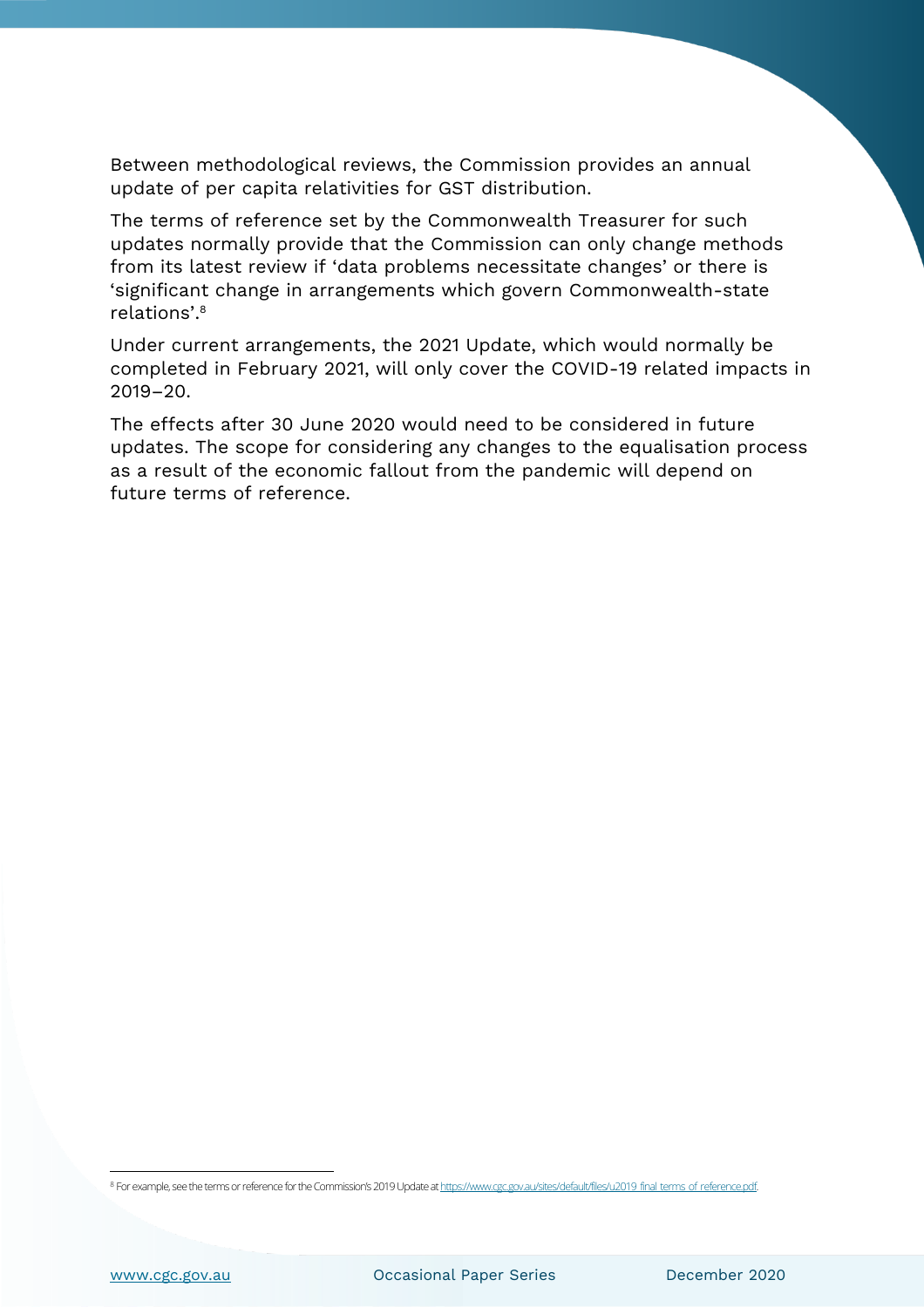Between methodological reviews, the Commission provides an annual update of per capita relativities for GST distribution.

The terms of reference set by the Commonwealth Treasurer for such updates normally provide that the Commission can only change methods from its latest review if 'data problems necessitate changes' or there is 'significant change in arrangements which govern Commonwealth-state relations'.[8]

Under current arrangements, the 2021 Update, which would normally be completed in February 2021, will only cover the COVID-19 related impacts in 2019–20.

The effects after 30 June 2020 would need to be considered in future updates. The scope for considering any changes to the equalisation process as a result of the economic fallout from the pandemic will depend on future terms of reference.

[8] For example, see the terms or reference for the Commission's 2019 Update at https://www.cgc.gov.au/sites/default/files/u2019_final_terms_of_reference.pdf.